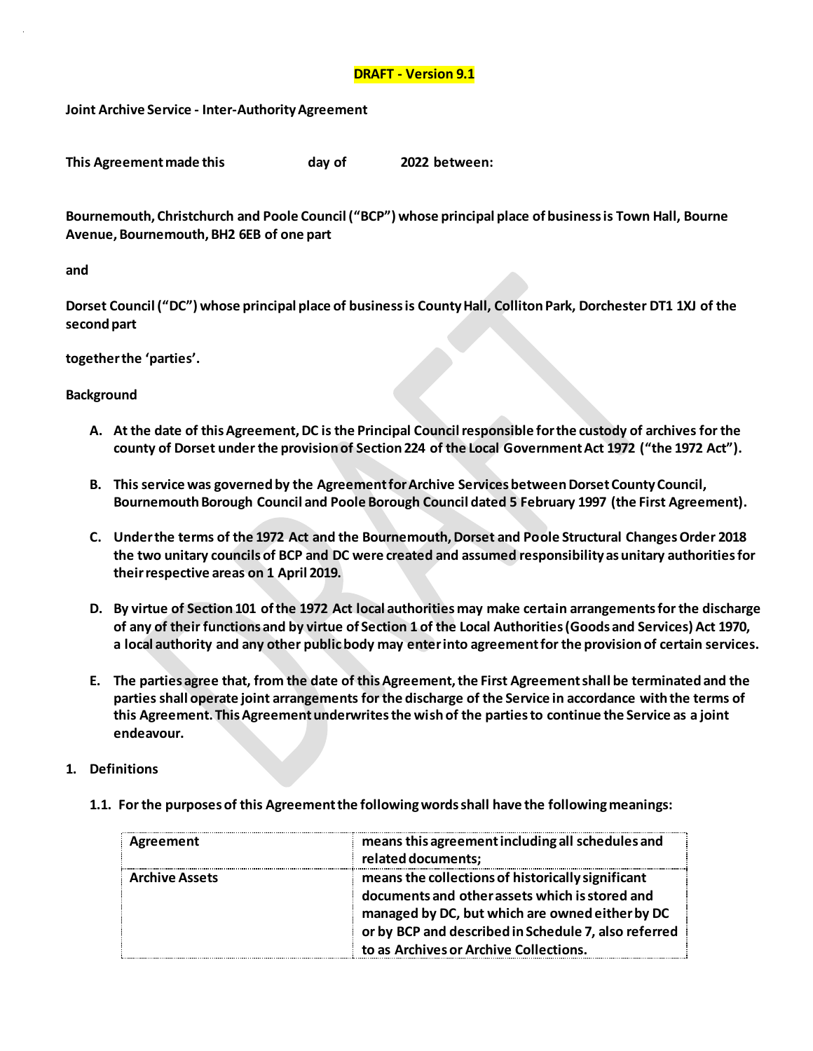**DRAFT - Version 9.1**

**Joint Archive Service - Inter-Authority Agreement**

**This Agreement made this day of 2022 between:**

**Bournemouth, Christchurch and Poole Council ("BCP") whose principal place of business is Town Hall, Bourne Avenue, Bournemouth, BH2 6EB of one part**

**and**

**Dorset Council ("DC") whose principal place of business is County Hall, Colliton Park, Dorchester DT1 1XJ of the second part**

**together the 'parties'.**

**Background**

A. **At the date of this Agreement, DC is the Principal Council responsible for the custody of archives for the county of Dorset under the provision of Section 224 of the Local Government Act 1972 ("the 1972 Act").**

B. **This service was governed by the Agreement for Archive Services between Dorset County Council, Bournemouth Borough Council and Poole Borough Council dated 5 February 1997 (the First Agreement).**

C. **Under the terms of the 1972 Act and the Bournemouth, Dorset and Poole Structural Changes Order 2018 the two unitary councils of BCP and DC were created and assumed responsibility as unitary authorities for their respective areas on 1 April 2019.**

D. **By virtue of Section 101 of the 1972 Act local authorities may make certain arrangements for the discharge of any of their functions and by virtue of Section 1 of the Local Authorities (Goods and Services) Act 1970, a local authority and any other public body may enter into agreement for the provision of certain services.**

E. **The parties agree that, from the date of this Agreement, the First Agreement shall be terminated and the parties shall operate joint arrangements for the discharge of the Service in accordance with the terms of this Agreement. This Agreement underwrites the wish of the parties to continue the Service as a joint endeavour.**

1. **Definitions**

   1.1. **For the purposes of this Agreement the following words shall have the following meanings:**

| | |
|---|---|
| **Agreement** | **means this agreement including all schedules and related documents;** |
| **Archive Assets** | **means the collections of historically significant documents and other assets which is stored and managed by DC, but which are owned either by DC or by BCP and described in Schedule 7, also referred to as Archives or Archive Collections.** |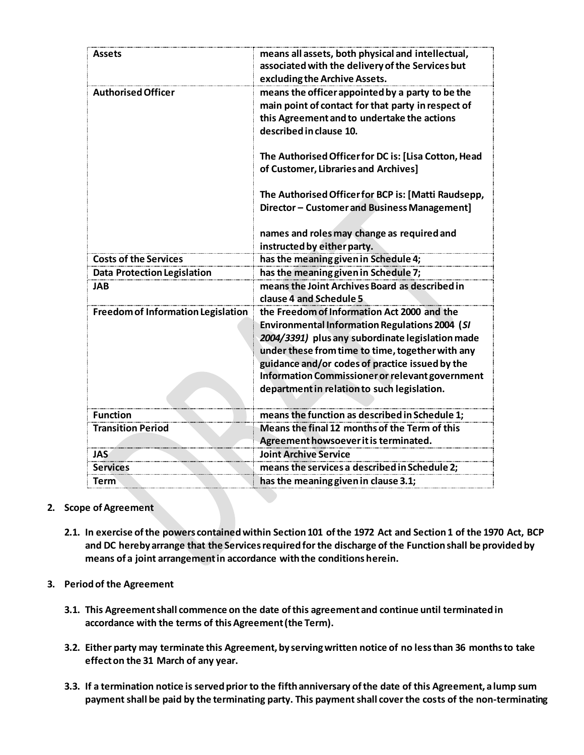| | |
|---|---|
| **Assets** | **means all assets, both physical and intellectual, associated with the delivery of the Services but excluding the Archive Assets.** |
| **Authorised Officer** | **means the officer appointed by a party to be the main point of contact for that party in respect of this Agreement and to undertake the actions described in clause 10.**<br><br>**The Authorised Officer for DC is: [Lisa Cotton, Head of Customer, Libraries and Archives]**<br><br>**The Authorised Officer for BCP is: [Matti Raudsepp, Director – Customer and Business Management]**<br><br>**names and roles may change as required and instructed by either party.** |
| **Costs of the Services** | **has the meaning given in Schedule 4;** |
| **Data Protection Legislation** | **has the meaning given in Schedule 7;** |
| **JAB** | **means the Joint Archives Board as described in clause 4 and Schedule 5** |
| **Freedom of Information Legislation** | **the Freedom of Information Act 2000 and the Environmental Information Regulations 2004 (*SI 2004/3391*) plus any subordinate legislation made under these from time to time, together with any guidance and/or codes of practice issued by the Information Commissioner or relevant government department in relation to such legislation.** |
| **Function** | **means the function as described in Schedule 1;** |
| **Transition Period** | **Means the final 12 months of the Term of this Agreement howsoever it is terminated.** |
| **JAS** | **Joint Archive Service** |
| **Services** | **means the services a described in Schedule 2;** |
| **Term** | **has the meaning given in clause 3.1;** |

2. **Scope of Agreement**

   2.1. **In exercise of the powers contained within Section 101 of the 1972 Act and Section 1 of the 1970 Act, BCP and DC hereby arrange that the Services required for the discharge of the Function shall be provided by means of a joint arrangement in accordance with the conditions herein.**

3. **Period of the Agreement**

   3.1. **This Agreement shall commence on the date of this agreement and continue until terminated in accordance with the terms of this Agreement (the Term).**

   3.2. **Either party may terminate this Agreement, by serving written notice of no less than 36 months to take effect on the 31 March of any year.**

   3.3. **If a termination notice is served prior to the fifth anniversary of the date of this Agreement, a lump sum payment shall be paid by the terminating party. This payment shall cover the costs of the non-terminating**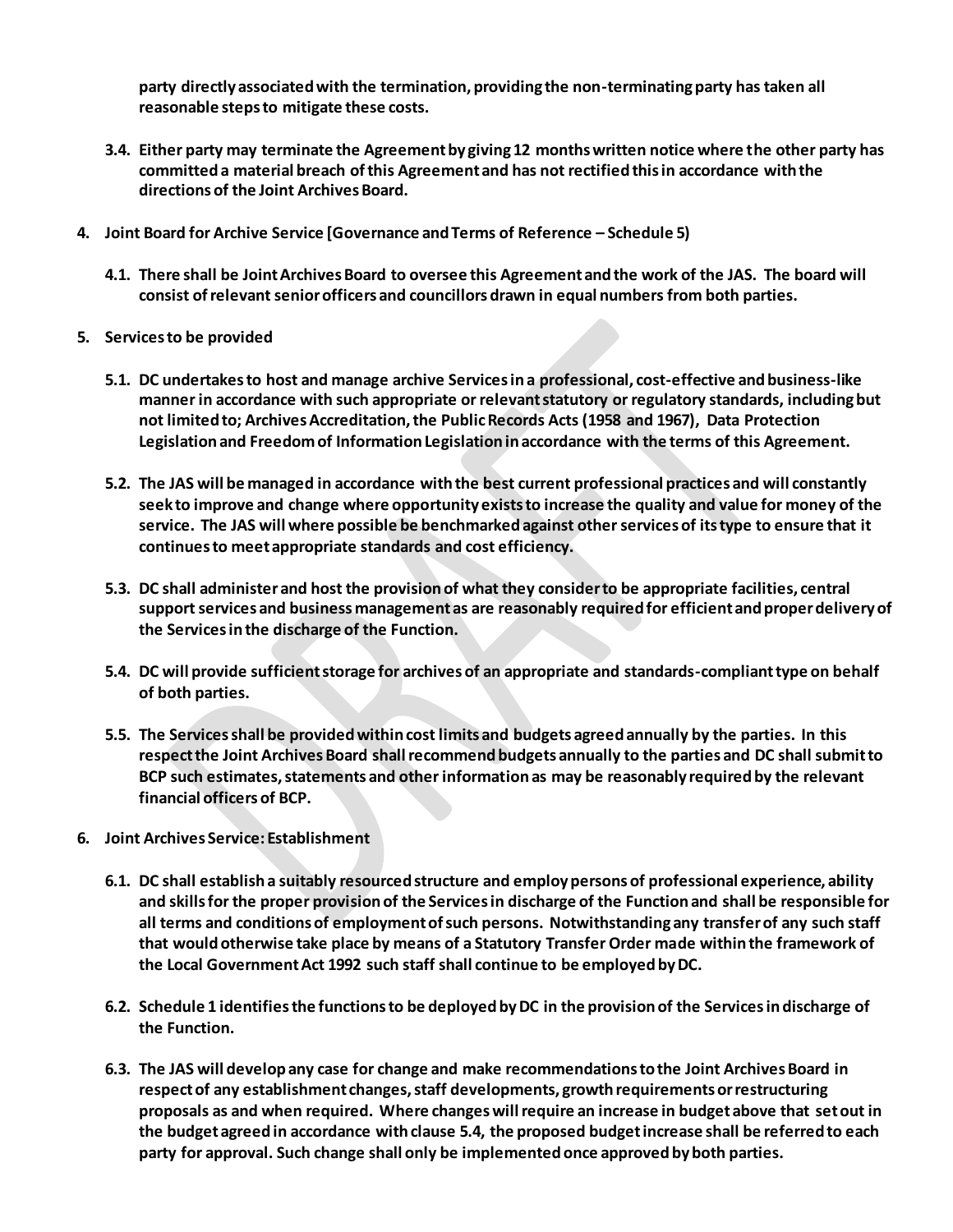**party directly associated with the termination, providing the non-terminating party has taken all reasonable steps to mitigate these costs.**

**3.4. Either party may terminate the Agreement by giving 12 months written notice where the other party has committed a material breach of this Agreement and has not rectified this in accordance with the directions of the Joint Archives Board.**

**4. Joint Board for Archive Service [Governance and Terms of Reference – Schedule 5)**

**4.1. There shall be Joint Archives Board to oversee this Agreement and the work of the JAS. The board will consist of relevant senior officers and councillors drawn in equal numbers from both parties.**

**5. Services to be provided**

**5.1. DC undertakes to host and manage archive Services in a professional, cost-effective and business-like manner in accordance with such appropriate or relevant statutory or regulatory standards, including but not limited to; Archives Accreditation, the Public Records Acts (1958 and 1967), Data Protection Legislation and Freedom of Information Legislation in accordance with the terms of this Agreement.**

**5.2. The JAS will be managed in accordance with the best current professional practices and will constantly seek to improve and change where opportunity exists to increase the quality and value for money of the service. The JAS will where possible be benchmarked against other services of its type to ensure that it continues to meet appropriate standards and cost efficiency.**

**5.3. DC shall administer and host the provision of what they consider to be appropriate facilities, central support services and business management as are reasonably required for efficient and proper delivery of the Services in the discharge of the Function.**

**5.4. DC will provide sufficient storage for archives of an appropriate and standards-compliant type on behalf of both parties.**

**5.5. The Services shall be provided within cost limits and budgets agreed annually by the parties. In this respect the Joint Archives Board shall recommend budgets annually to the parties and DC shall submit to BCP such estimates, statements and other information as may be reasonably required by the relevant financial officers of BCP.**

**6. Joint Archives Service: Establishment**

**6.1. DC shall establish a suitably resourced structure and employ persons of professional experience, ability and skills for the proper provision of the Services in discharge of the Function and shall be responsible for all terms and conditions of employment of such persons. Notwithstanding any transfer of any such staff that would otherwise take place by means of a Statutory Transfer Order made within the framework of the Local Government Act 1992 such staff shall continue to be employed by DC.**

**6.2. Schedule 1 identifies the functions to be deployed by DC in the provision of the Services in discharge of the Function.**

**6.3. The JAS will develop any case for change and make recommendations to the Joint Archives Board in respect of any establishment changes, staff developments, growth requirements or restructuring proposals as and when required. Where changes will require an increase in budget above that set out in the budget agreed in accordance with clause 5.4, the proposed budget increase shall be referred to each party for approval. Such change shall only be implemented once approved by both parties.**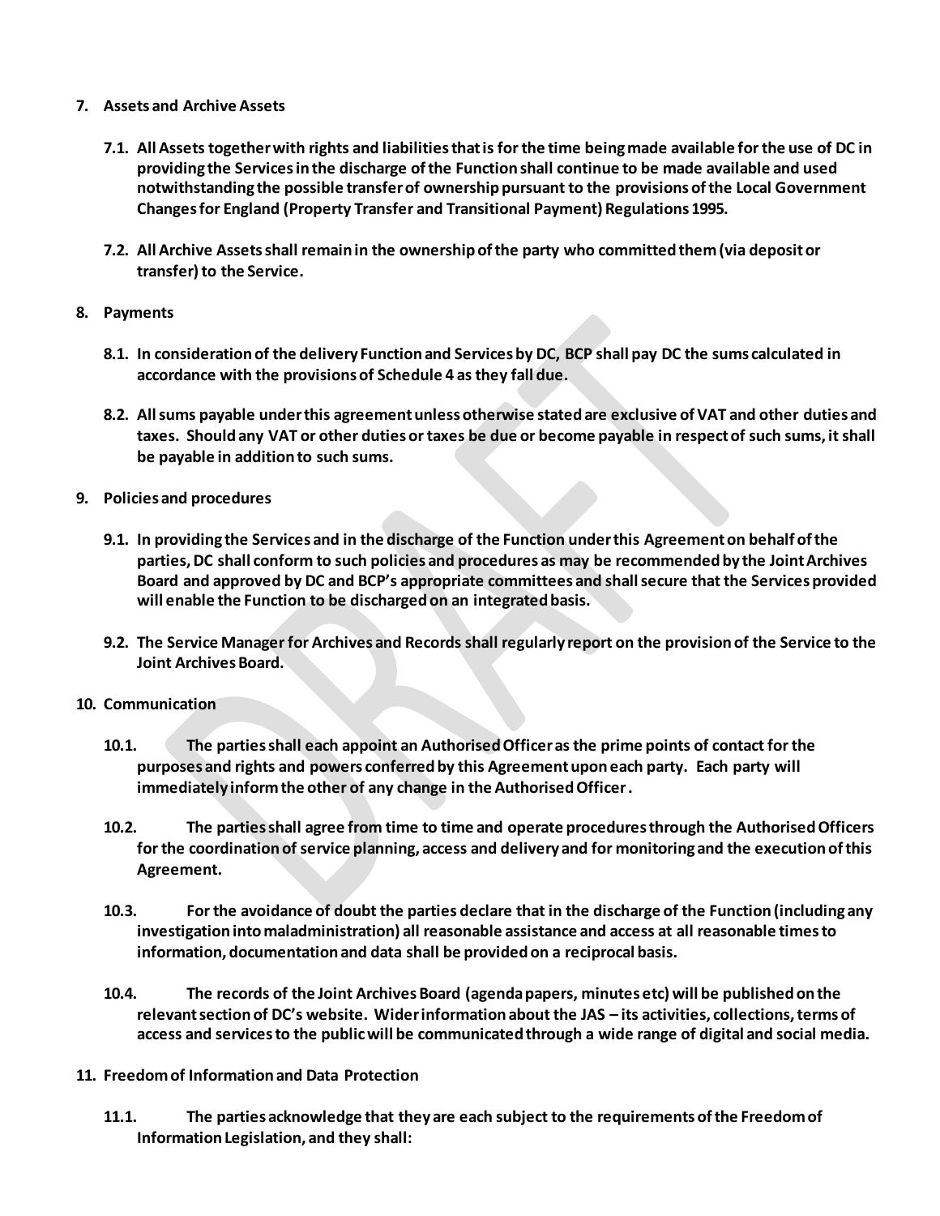**7. Assets and Archive Assets**

**7.1. All Assets together with rights and liabilities that is for the time being made available for the use of DC in providing the Services in the discharge of the Function shall continue to be made available and used notwithstanding the possible transfer of ownership pursuant to the provisions of the Local Government Changes for England (Property Transfer and Transitional Payment) Regulations 1995.**

**7.2. All Archive Assets shall remain in the ownership of the party who committed them (via deposit or transfer) to the Service.**

**8. Payments**

**8.1. In consideration of the delivery Function and Services by DC, BCP shall pay DC the sums calculated in accordance with the provisions of Schedule 4 as they fall due.**

**8.2. All sums payable under this agreement unless otherwise stated are exclusive of VAT and other duties and taxes. Should any VAT or other duties or taxes be due or become payable in respect of such sums, it shall be payable in addition to such sums.**

**9. Policies and procedures**

**9.1. In providing the Services and in the discharge of the Function under this Agreement on behalf of the parties, DC shall conform to such policies and procedures as may be recommended by the Joint Archives Board and approved by DC and BCP's appropriate committees and shall secure that the Services provided will enable the Function to be discharged on an integrated basis.**

**9.2. The Service Manager for Archives and Records shall regularly report on the provision of the Service to the Joint Archives Board.**

**10. Communication**

**10.1. The parties shall each appoint an Authorised Officer as the prime points of contact for the purposes and rights and powers conferred by this Agreement upon each party. Each party will immediately inform the other of any change in the Authorised Officer.**

**10.2. The parties shall agree from time to time and operate procedures through the Authorised Officers for the coordination of service planning, access and delivery and for monitoring and the execution of this Agreement.**

**10.3. For the avoidance of doubt the parties declare that in the discharge of the Function (including any investigation into maladministration) all reasonable assistance and access at all reasonable times to information, documentation and data shall be provided on a reciprocal basis.**

**10.4. The records of the Joint Archives Board (agenda papers, minutes etc) will be published on the relevant section of DC's website. Wider information about the JAS – its activities, collections, terms of access and services to the public will be communicated through a wide range of digital and social media.**

**11. Freedom of Information and Data Protection**

**11.1. The parties acknowledge that they are each subject to the requirements of the Freedom of Information Legislation, and they shall:**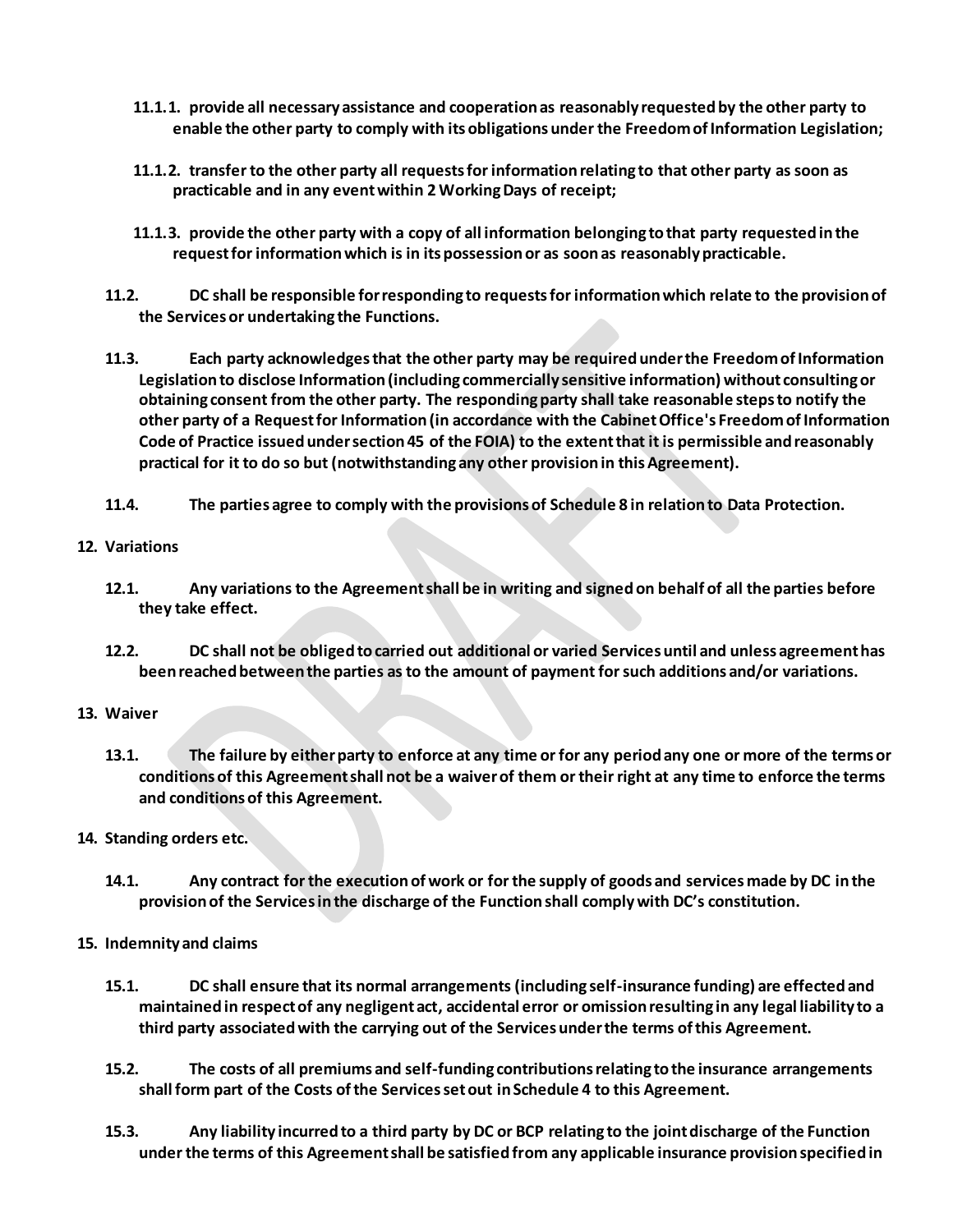11.1.1. provide all necessary assistance and cooperation as reasonably requested by the other party to enable the other party to comply with its obligations under the Freedom of Information Legislation;

11.1.2. transfer to the other party all requests for information relating to that other party as soon as practicable and in any event within 2 Working Days of receipt;

11.1.3. provide the other party with a copy of all information belonging to that party requested in the request for information which is in its possession or as soon as reasonably practicable.

11.2. DC shall be responsible for responding to requests for information which relate to the provision of the Services or undertaking the Functions.

11.3. Each party acknowledges that the other party may be required under the Freedom of Information Legislation to disclose Information (including commercially sensitive information) without consulting or obtaining consent from the other party. The responding party shall take reasonable steps to notify the other party of a Request for Information (in accordance with the Cabinet Office's Freedom of Information Code of Practice issued under section 45 of the FOIA) to the extent that it is permissible and reasonably practical for it to do so but (notwithstanding any other provision in this Agreement).

11.4. The parties agree to comply with the provisions of Schedule 8 in relation to Data Protection.

## 12. Variations

12.1. Any variations to the Agreement shall be in writing and signed on behalf of all the parties before they take effect.

12.2. DC shall not be obliged to carried out additional or varied Services until and unless agreement has been reached between the parties as to the amount of payment for such additions and/or variations.

## 13. Waiver

13.1. The failure by either party to enforce at any time or for any period any one or more of the terms or conditions of this Agreement shall not be a waiver of them or their right at any time to enforce the terms and conditions of this Agreement.

## 14. Standing orders etc.

14.1. Any contract for the execution of work or for the supply of goods and services made by DC in the provision of the Services in the discharge of the Function shall comply with DC's constitution.

## 15. Indemnity and claims

15.1. DC shall ensure that its normal arrangements (including self-insurance funding) are effected and maintained in respect of any negligent act, accidental error or omission resulting in any legal liability to a third party associated with the carrying out of the Services under the terms of this Agreement.

15.2. The costs of all premiums and self-funding contributions relating to the insurance arrangements shall form part of the Costs of the Services set out in Schedule 4 to this Agreement.

15.3. Any liability incurred to a third party by DC or BCP relating to the joint discharge of the Function under the terms of this Agreement shall be satisfied from any applicable insurance provision specified in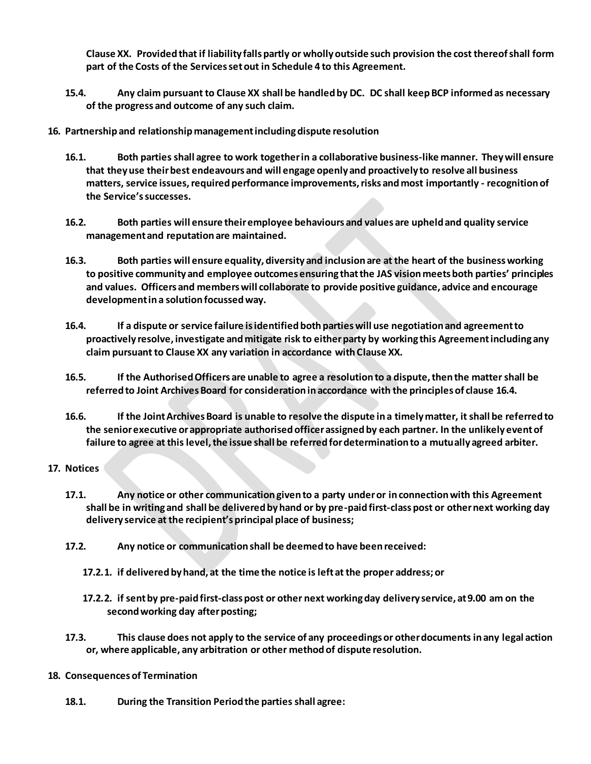**Clause XX. Provided that if liability falls partly or wholly outside such provision the cost thereof shall form part of the Costs of the Services set out in Schedule 4 to this Agreement.**

**15.4. Any claim pursuant to Clause XX shall be handled by DC. DC shall keep BCP informed as necessary of the progress and outcome of any such claim.**

**16. Partnership and relationship management including dispute resolution**

**16.1. Both parties shall agree to work together in a collaborative business-like manner. They will ensure that they use their best endeavours and will engage openly and proactively to resolve all business matters, service issues, required performance improvements, risks and most importantly - recognition of the Service's successes.**

**16.2. Both parties will ensure their employee behaviours and values are upheld and quality service management and reputation are maintained.**

**16.3. Both parties will ensure equality, diversity and inclusion are at the heart of the business working to positive community and employee outcomes ensuring that the JAS vision meets both parties' principles and values. Officers and members will collaborate to provide positive guidance, advice and encourage development in a solution focussed way.**

**16.4. If a dispute or service failure is identified both parties will use negotiation and agreement to proactively resolve, investigate and mitigate risk to either party by working this Agreement including any claim pursuant to Clause XX any variation in accordance with Clause XX.**

**16.5. If the Authorised Officers are unable to agree a resolution to a dispute, then the matter shall be referred to Joint Archives Board for consideration in accordance with the principles of clause 16.4.**

**16.6. If the Joint Archives Board is unable to resolve the dispute in a timely matter, it shall be referred to the senior executive or appropriate authorised officer assigned by each partner. In the unlikely event of failure to agree at this level, the issue shall be referred for determination to a mutually agreed arbiter.**

**17. Notices**

**17.1. Any notice or other communication given to a party under or in connection with this Agreement shall be in writing and shall be delivered by hand or by pre-paid first-class post or other next working day delivery service at the recipient's principal place of business;**

**17.2. Any notice or communication shall be deemed to have been received:**

**17.2.1. if delivered by hand, at the time the notice is left at the proper address; or**

**17.2.2. if sent by pre-paid first-class post or other next working day delivery service, at 9.00 am on the second working day after posting;**

**17.3. This clause does not apply to the service of any proceedings or other documents in any legal action or, where applicable, any arbitration or other method of dispute resolution.**

**18. Consequences of Termination**

**18.1. During the Transition Period the parties shall agree:**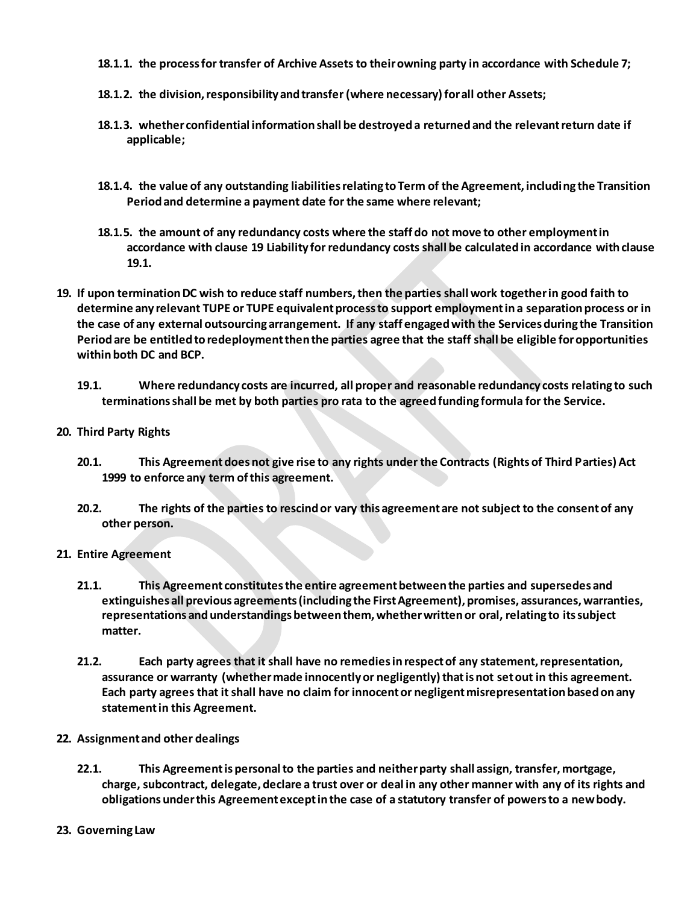**18.1.1. the process for transfer of Archive Assets to their owning party in accordance with Schedule 7;**

**18.1.2. the division, responsibility and transfer (where necessary) for all other Assets;**

**18.1.3. whether confidential information shall be destroyed a returned and the relevant return date if applicable;**

**18.1.4. the value of any outstanding liabilities relating to Term of the Agreement, including the Transition Period and determine a payment date for the same where relevant;**

**18.1.5. the amount of any redundancy costs where the staff do not move to other employment in accordance with clause 19 Liability for redundancy costs shall be calculated in accordance with clause 19.1.**

**19. If upon termination DC wish to reduce staff numbers, then the parties shall work together in good faith to determine any relevant TUPE or TUPE equivalent process to support employment in a separation process or in the case of any external outsourcing arrangement. If any staff engaged with the Services during the Transition Period are be entitled to redeployment then the parties agree that the staff shall be eligible for opportunities within both DC and BCP.**

**19.1. Where redundancy costs are incurred, all proper and reasonable redundancy costs relating to such terminations shall be met by both parties pro rata to the agreed funding formula for the Service.**

**20. Third Party Rights**

**20.1. This Agreement does not give rise to any rights under the Contracts (Rights of Third Parties) Act 1999 to enforce any term of this agreement.**

**20.2. The rights of the parties to rescind or vary this agreement are not subject to the consent of any other person.**

**21. Entire Agreement**

**21.1. This Agreement constitutes the entire agreement between the parties and supersedes and extinguishes all previous agreements (including the First Agreement), promises, assurances, warranties, representations and understandings between them, whether written or oral, relating to its subject matter.**

**21.2. Each party agrees that it shall have no remedies in respect of any statement, representation, assurance or warranty (whether made innocently or negligently) that is not set out in this agreement. Each party agrees that it shall have no claim for innocent or negligent misrepresentation based on any statement in this Agreement.**

**22. Assignment and other dealings**

**22.1. This Agreement is personal to the parties and neither party shall assign, transfer, mortgage, charge, subcontract, delegate, declare a trust over or deal in any other manner with any of its rights and obligations under this Agreement except in the case of a statutory transfer of powers to a new body.**

**23. Governing Law**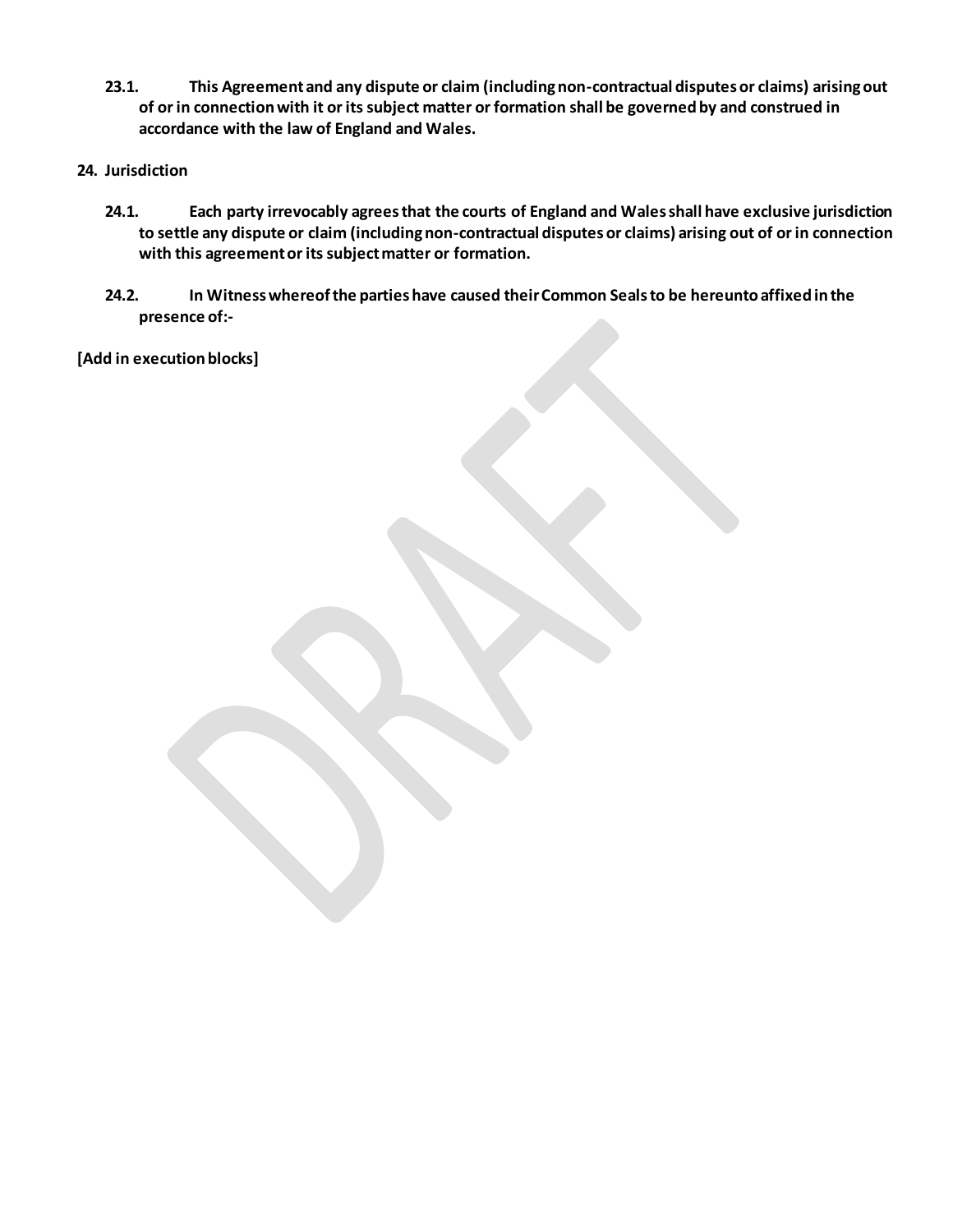**23.1. This Agreement and any dispute or claim (including non-contractual disputes or claims) arising out of or in connection with it or its subject matter or formation shall be governed by and construed in accordance with the law of England and Wales.**

**24. Jurisdiction**

**24.1. Each party irrevocably agrees that the courts of England and Wales shall have exclusive jurisdiction to settle any dispute or claim (including non-contractual disputes or claims) arising out of or in connection with this agreement or its subject matter or formation.**

**24.2. In Witness whereof the parties have caused their Common Seals to be hereunto affixed in the presence of:-**

**[Add in execution blocks]**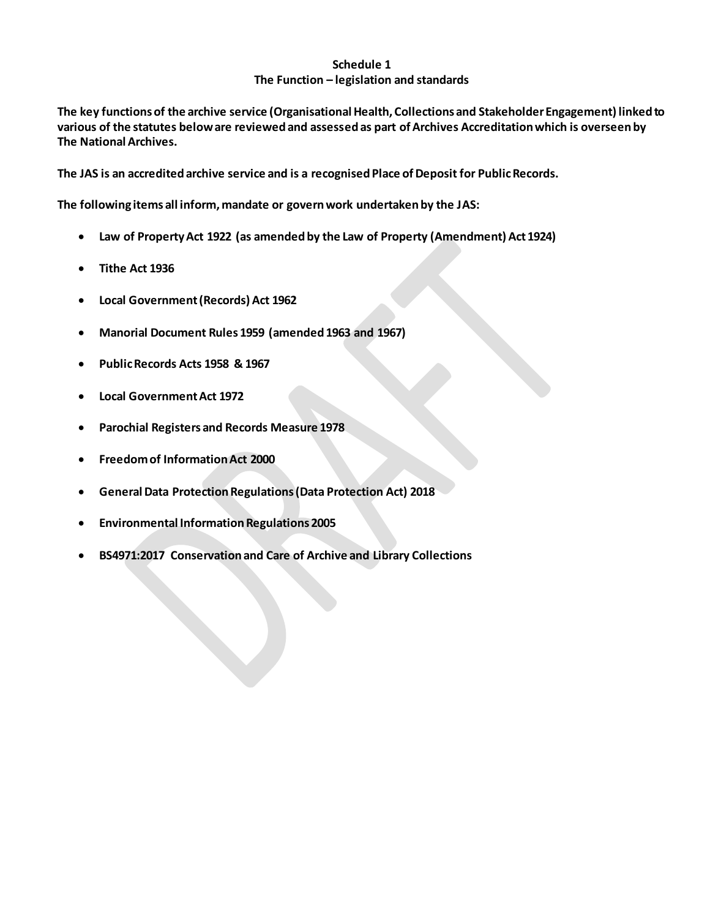**Schedule 1**
**The Function – legislation and standards**

**The key functions of the archive service (Organisational Health, Collections and Stakeholder Engagement) linked to various of the statutes below are reviewed and assessed as part of Archives Accreditation which is overseen by The National Archives.**

**The JAS is an accredited archive service and is a recognised Place of Deposit for Public Records.**

**The following items all inform, mandate or govern work undertaken by the JAS:**

- **Law of Property Act 1922 (as amended by the Law of Property (Amendment) Act 1924)**
- **Tithe Act 1936**
- **Local Government (Records) Act 1962**
- **Manorial Document Rules 1959 (amended 1963 and 1967)**
- **Public Records Acts 1958 & 1967**
- **Local Government Act 1972**
- **Parochial Registers and Records Measure 1978**
- **Freedom of Information Act 2000**
- **General Data Protection Regulations (Data Protection Act) 2018**
- **Environmental Information Regulations 2005**
- **BS4971:2017 Conservation and Care of Archive and Library Collections**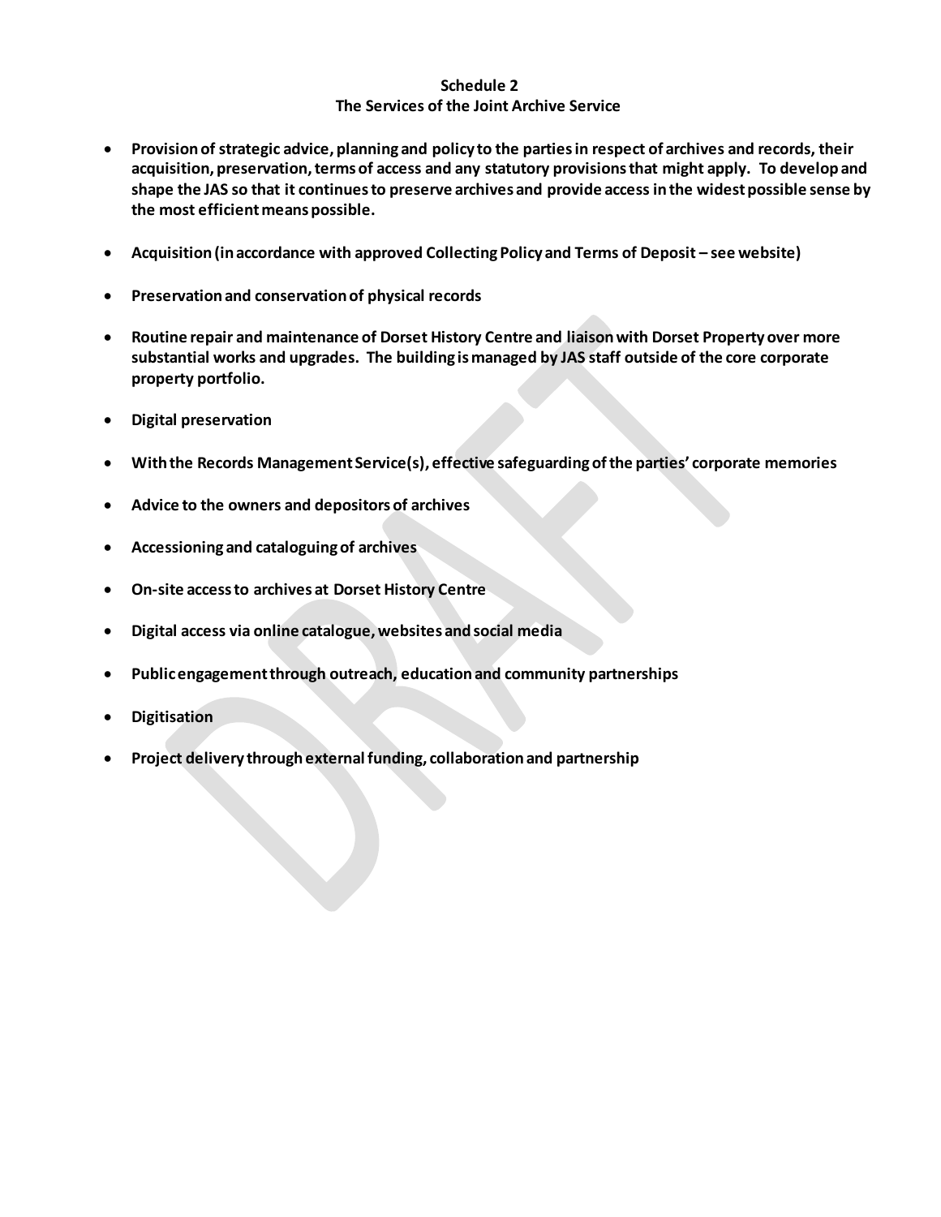## Schedule 2
## The Services of the Joint Archive Service

- **Provision of strategic advice, planning and policy to the parties in respect of archives and records, their acquisition, preservation, terms of access and any statutory provisions that might apply. To develop and shape the JAS so that it continues to preserve archives and provide access in the widest possible sense by the most efficient means possible.**

- **Acquisition (in accordance with approved Collecting Policy and Terms of Deposit – see website)**

- **Preservation and conservation of physical records**

- **Routine repair and maintenance of Dorset History Centre and liaison with Dorset Property over more substantial works and upgrades. The building is managed by JAS staff outside of the core corporate property portfolio.**

- **Digital preservation**

- **With the Records Management Service(s), effective safeguarding of the parties' corporate memories**

- **Advice to the owners and depositors of archives**

- **Accessioning and cataloguing of archives**

- **On-site access to archives at Dorset History Centre**

- **Digital access via online catalogue, websites and social media**

- **Public engagement through outreach, education and community partnerships**

- **Digitisation**

- **Project delivery through external funding, collaboration and partnership**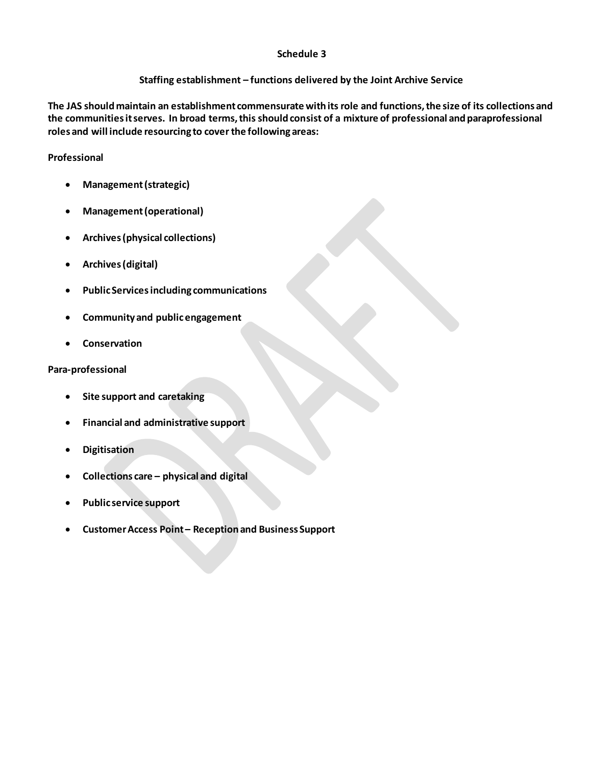# Schedule 3

## Staffing establishment – functions delivered by the Joint Archive Service

**The JAS should maintain an establishment commensurate with its role and functions, the size of its collections and the communities it serves. In broad terms, this should consist of a mixture of professional and paraprofessional roles and will include resourcing to cover the following areas:**

**Professional**

- **Management (strategic)**
- **Management (operational)**
- **Archives (physical collections)**
- **Archives (digital)**
- **Public Services including communications**
- **Community and public engagement**
- **Conservation**

**Para-professional**

- **Site support and caretaking**
- **Financial and administrative support**
- **Digitisation**
- **Collections care – physical and digital**
- **Public service support**
- **Customer Access Point – Reception and Business Support**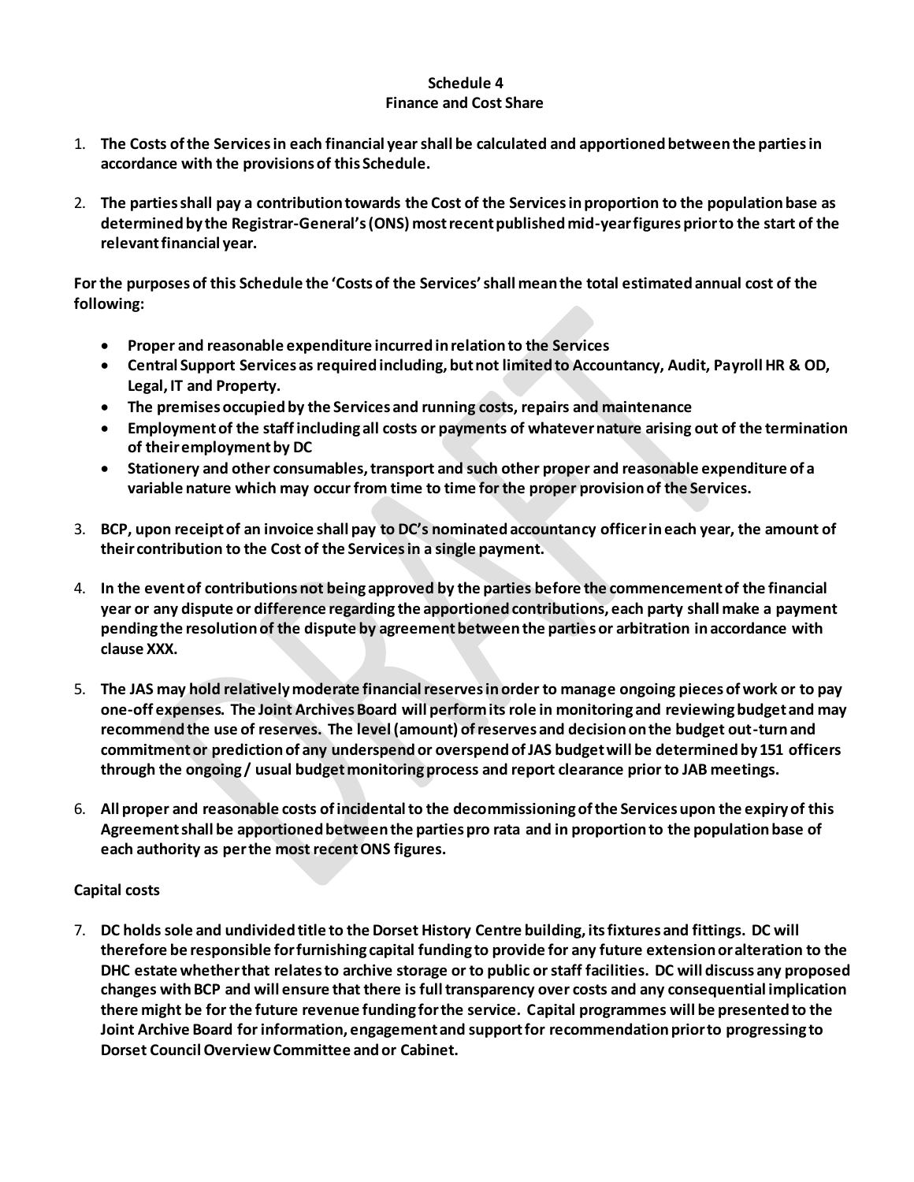# Schedule 4
## Finance and Cost Share

1. **The Costs of the Services in each financial year shall be calculated and apportioned between the parties in accordance with the provisions of this Schedule.**

2. **The parties shall pay a contribution towards the Cost of the Services in proportion to the population base as determined by the Registrar-General's (ONS) most recent published mid-year figures prior to the start of the relevant financial year.**

**For the purposes of this Schedule the 'Costs of the Services' shall mean the total estimated annual cost of the following:**

- **Proper and reasonable expenditure incurred in relation to the Services**
- **Central Support Services as required including, but not limited to Accountancy, Audit, Payroll HR & OD, Legal, IT and Property.**
- **The premises occupied by the Services and running costs, repairs and maintenance**
- **Employment of the staff including all costs or payments of whatever nature arising out of the termination of their employment by DC**
- **Stationery and other consumables, transport and such other proper and reasonable expenditure of a variable nature which may occur from time to time for the proper provision of the Services.**

3. **BCP, upon receipt of an invoice shall pay to DC's nominated accountancy officer in each year, the amount of their contribution to the Cost of the Services in a single payment.**

4. **In the event of contributions not being approved by the parties before the commencement of the financial year or any dispute or difference regarding the apportioned contributions, each party shall make a payment pending the resolution of the dispute by agreement between the parties or arbitration in accordance with clause XXX.**

5. **The JAS may hold relatively moderate financial reserves in order to manage ongoing pieces of work or to pay one-off expenses. The Joint Archives Board will perform its role in monitoring and reviewing budget and may recommend the use of reserves. The level (amount) of reserves and decision on the budget out-turn and commitment or prediction of any underspend or overspend of JAS budget will be determined by 151 officers through the ongoing / usual budget monitoring process and report clearance prior to JAB meetings.**

6. **All proper and reasonable costs of incidental to the decommissioning of the Services upon the expiry of this Agreement shall be apportioned between the parties pro rata and in proportion to the population base of each authority as per the most recent ONS figures.**

**Capital costs**

7. **DC holds sole and undivided title to the Dorset History Centre building, its fixtures and fittings. DC will therefore be responsible for furnishing capital funding to provide for any future extension or alteration to the DHC estate whether that relates to archive storage or to public or staff facilities. DC will discuss any proposed changes with BCP and will ensure that there is full transparency over costs and any consequential implication there might be for the future revenue funding for the service. Capital programmes will be presented to the Joint Archive Board for information, engagement and support for recommendation prior to progressing to Dorset Council Overview Committee and or Cabinet.**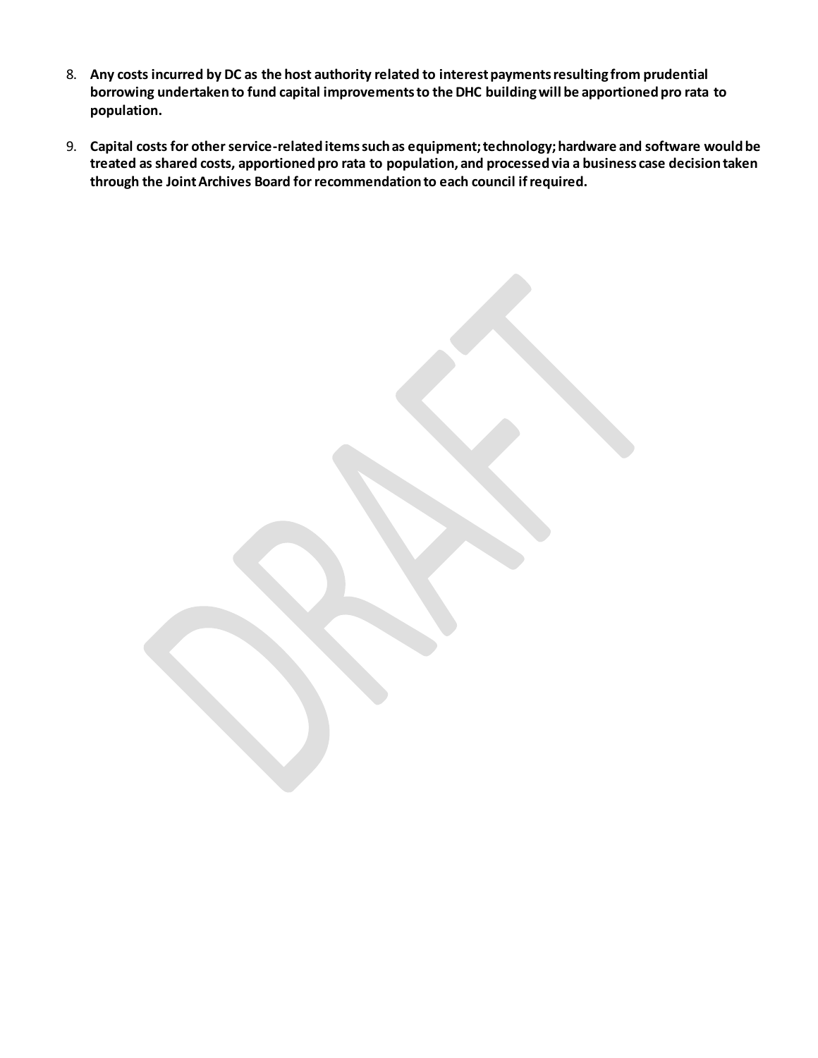8. **Any costs incurred by DC as the host authority related to interest payments resulting from prudential borrowing undertaken to fund capital improvements to the DHC building will be apportioned pro rata to population.**

9. **Capital costs for other service-related items such as equipment; technology; hardware and software would be treated as shared costs, apportioned pro rata to population, and processed via a business case decision taken through the Joint Archives Board for recommendation to each council if required.**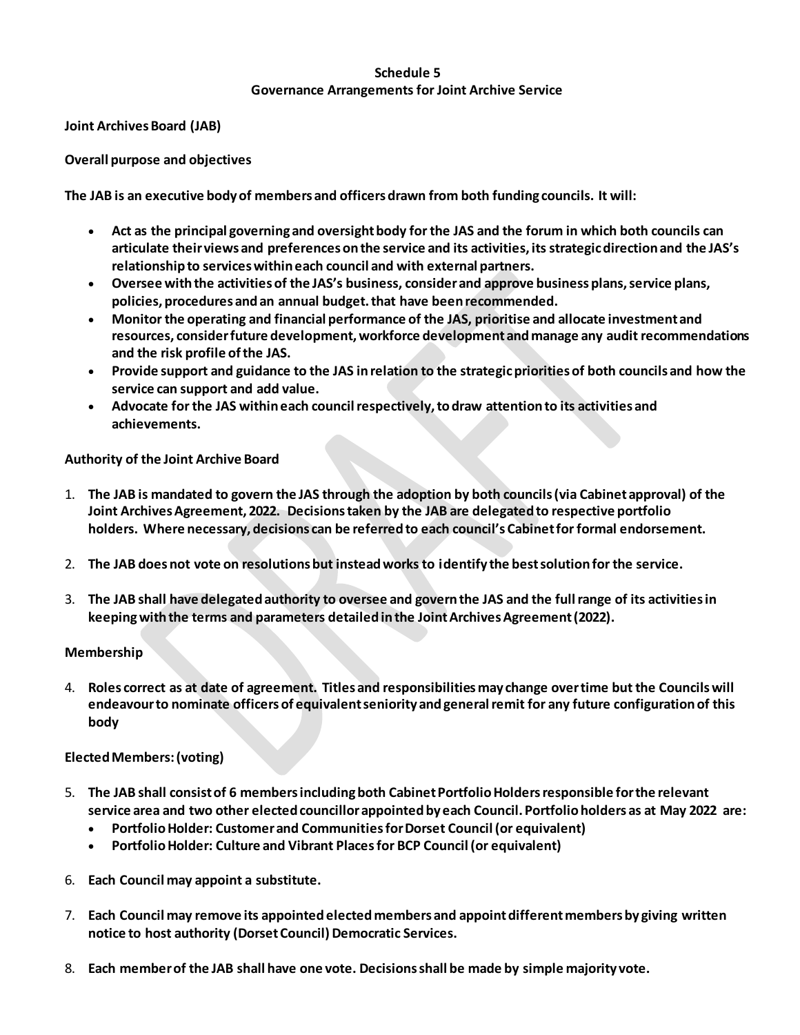# Schedule 5
## Governance Arrangements for Joint Archive Service

**Joint Archives Board (JAB)**

**Overall purpose and objectives**

**The JAB is an executive body of members and officers drawn from both funding councils. It will:**

- **Act as the principal governing and oversight body for the JAS and the forum in which both councils can articulate their views and preferences on the service and its activities, its strategic direction and the JAS's relationship to services within each council and with external partners.**
- **Oversee with the activities of the JAS's business, consider and approve business plans, service plans, policies, procedures and an annual budget. that have been recommended.**
- **Monitor the operating and financial performance of the JAS, prioritise and allocate investment and resources, consider future development, workforce development and manage any audit recommendations and the risk profile of the JAS.**
- **Provide support and guidance to the JAS in relation to the strategic priorities of both councils and how the service can support and add value.**
- **Advocate for the JAS within each council respectively, to draw attention to its activities and achievements.**

**Authority of the Joint Archive Board**

1. **The JAB is mandated to govern the JAS through the adoption by both councils (via Cabinet approval) of the Joint Archives Agreement, 2022. Decisions taken by the JAB are delegated to respective portfolio holders. Where necessary, decisions can be referred to each council's Cabinet for formal endorsement.**

2. **The JAB does not vote on resolutions but instead works to identify the best solution for the service.**

3. **The JAB shall have delegated authority to oversee and govern the JAS and the full range of its activities in keeping with the terms and parameters detailed in the Joint Archives Agreement (2022).**

**Membership**

4. **Roles correct as at date of agreement. Titles and responsibilities may change over time but the Councils will endeavour to nominate officers of equivalent seniority and general remit for any future configuration of this body**

**Elected Members: (voting)**

5. **The JAB shall consist of 6 members including both Cabinet Portfolio Holders responsible for the relevant service area and two other elected councillor appointed by each Council. Portfolio holders as at May 2022 are:**
   - **Portfolio Holder: Customer and Communities for Dorset Council (or equivalent)**
   - **Portfolio Holder: Culture and Vibrant Places for BCP Council (or equivalent)**

6. **Each Council may appoint a substitute.**

7. **Each Council may remove its appointed elected members and appoint different members by giving written notice to host authority (Dorset Council) Democratic Services.**

8. **Each member of the JAB shall have one vote. Decisions shall be made by simple majority vote.**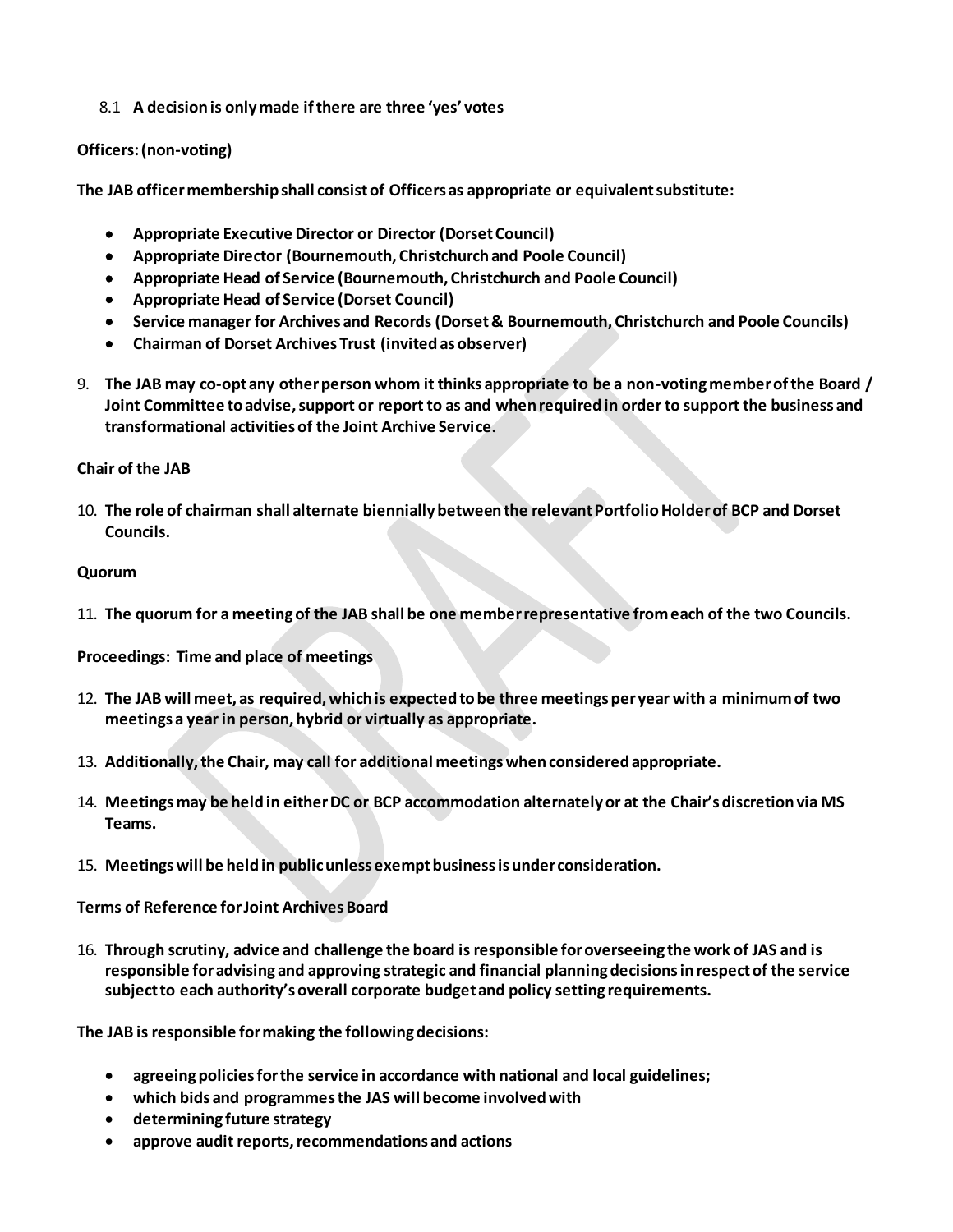8.1 **A decision is only made if there are three 'yes' votes**

**Officers: (non-voting)**

**The JAB officer membership shall consist of Officers as appropriate or equivalent substitute:**

- **Appropriate Executive Director or Director (Dorset Council)**
- **Appropriate Director (Bournemouth, Christchurch and Poole Council)**
- **Appropriate Head of Service (Bournemouth, Christchurch and Poole Council)**
- **Appropriate Head of Service (Dorset Council)**
- **Service manager for Archives and Records (Dorset & Bournemouth, Christchurch and Poole Councils)**
- **Chairman of Dorset Archives Trust (invited as observer)**

9. **The JAB may co-opt any other person whom it thinks appropriate to be a non-voting member of the Board / Joint Committee to advise, support or report to as and when required in order to support the business and transformational activities of the Joint Archive Service.**

**Chair of the JAB**

10. **The role of chairman shall alternate biennially between the relevant Portfolio Holder of BCP and Dorset Councils.**

**Quorum**

11. **The quorum for a meeting of the JAB shall be one member representative from each of the two Councils.**

**Proceedings: Time and place of meetings**

12. **The JAB will meet, as required, which is expected to be three meetings per year with a minimum of two meetings a year in person, hybrid or virtually as appropriate.**

13. **Additionally, the Chair, may call for additional meetings when considered appropriate.**

14. **Meetings may be held in either DC or BCP accommodation alternately or at the Chair's discretion via MS Teams.**

15. **Meetings will be held in public unless exempt business is under consideration.**

**Terms of Reference for Joint Archives Board**

16. **Through scrutiny, advice and challenge the board is responsible for overseeing the work of JAS and is responsible for advising and approving strategic and financial planning decisions in respect of the service subject to each authority's overall corporate budget and policy setting requirements.**

**The JAB is responsible for making the following decisions:**

- **agreeing policies for the service in accordance with national and local guidelines;**
- **which bids and programmes the JAS will become involved with**
- **determining future strategy**
- **approve audit reports, recommendations and actions**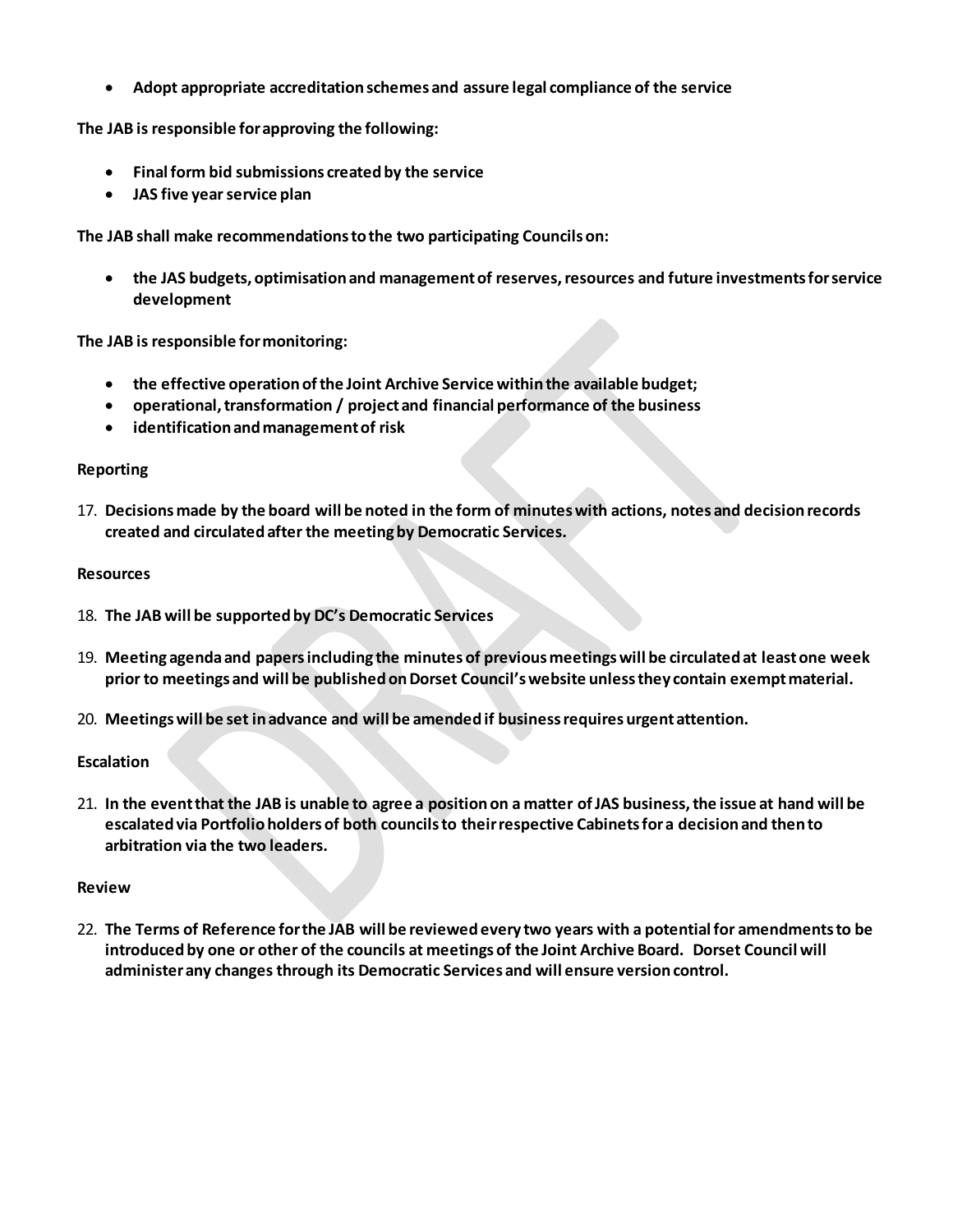- **Adopt appropriate accreditation schemes and assure legal compliance of the service**

**The JAB is responsible for approving the following:**

- **Final form bid submissions created by the service**
- **JAS five year service plan**

**The JAB shall make recommendations to the two participating Councils on:**

- **the JAS budgets, optimisation and management of reserves, resources and future investments for service development**

**The JAB is responsible for monitoring:**

- **the effective operation of the Joint Archive Service within the available budget;**
- **operational, transformation / project and financial performance of the business**
- **identification and management of risk**

**Reporting**

17. **Decisions made by the board will be noted in the form of minutes with actions, notes and decision records created and circulated after the meeting by Democratic Services.**

**Resources**

18. **The JAB will be supported by DC's Democratic Services**

19. **Meeting agenda and papers including the minutes of previous meetings will be circulated at least one week prior to meetings and will be published on Dorset Council's website unless they contain exempt material.**

20. **Meetings will be set in advance and will be amended if business requires urgent attention.**

**Escalation**

21. **In the event that the JAB is unable to agree a position on a matter of JAS business, the issue at hand will be escalated via Portfolio holders of both councils to their respective Cabinets for a decision and then to arbitration via the two leaders.**

**Review**

22. **The Terms of Reference for the JAB will be reviewed every two years with a potential for amendments to be introduced by one or other of the councils at meetings of the Joint Archive Board. Dorset Council will administer any changes through its Democratic Services and will ensure version control.**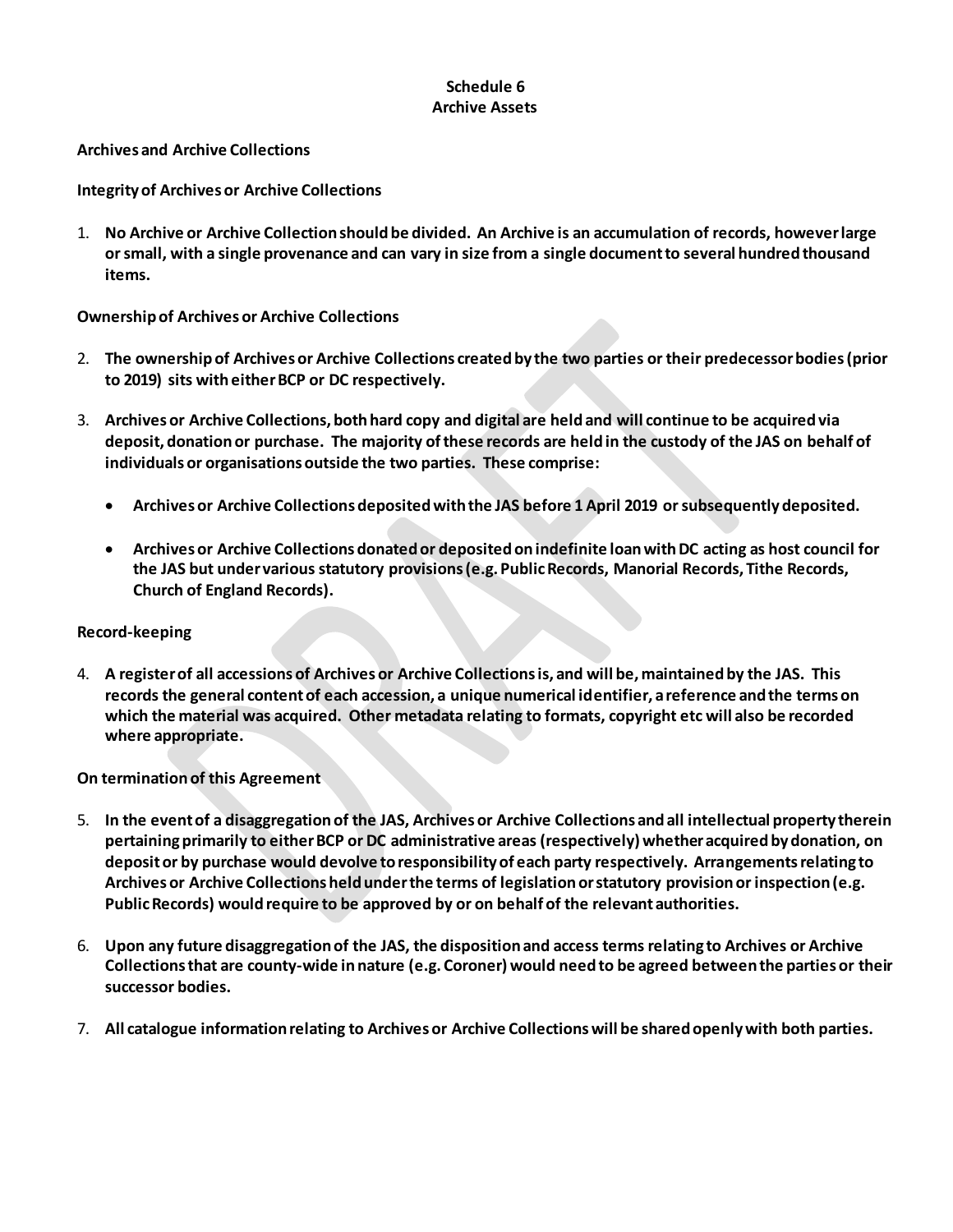# Schedule 6
# Archive Assets

**Archives and Archive Collections**

**Integrity of Archives or Archive Collections**

1. **No Archive or Archive Collection should be divided. An Archive is an accumulation of records, however large or small, with a single provenance and can vary in size from a single document to several hundred thousand items.**

**Ownership of Archives or Archive Collections**

2. **The ownership of Archives or Archive Collections created by the two parties or their predecessor bodies (prior to 2019) sits with either BCP or DC respectively.**

3. **Archives or Archive Collections, both hard copy and digital are held and will continue to be acquired via deposit, donation or purchase. The majority of these records are held in the custody of the JAS on behalf of individuals or organisations outside the two parties. These comprise:**

   - **Archives or Archive Collections deposited with the JAS before 1 April 2019 or subsequently deposited.**
   - **Archives or Archive Collections donated or deposited on indefinite loan with DC acting as host council for the JAS but under various statutory provisions (e.g. Public Records, Manorial Records, Tithe Records, Church of England Records).**

**Record-keeping**

4. **A register of all accessions of Archives or Archive Collections is, and will be, maintained by the JAS. This records the general content of each accession, a unique numerical identifier, a reference and the terms on which the material was acquired. Other metadata relating to formats, copyright etc will also be recorded where appropriate.**

**On termination of this Agreement**

5. **In the event of a disaggregation of the JAS, Archives or Archive Collections and all intellectual property therein pertaining primarily to either BCP or DC administrative areas (respectively) whether acquired by donation, on deposit or by purchase would devolve to responsibility of each party respectively. Arrangements relating to Archives or Archive Collections held under the terms of legislation or statutory provision or inspection (e.g. Public Records) would require to be approved by or on behalf of the relevant authorities.**

6. **Upon any future disaggregation of the JAS, the disposition and access terms relating to Archives or Archive Collections that are county-wide in nature (e.g. Coroner) would need to be agreed between the parties or their successor bodies.**

7. **All catalogue information relating to Archives or Archive Collections will be shared openly with both parties.**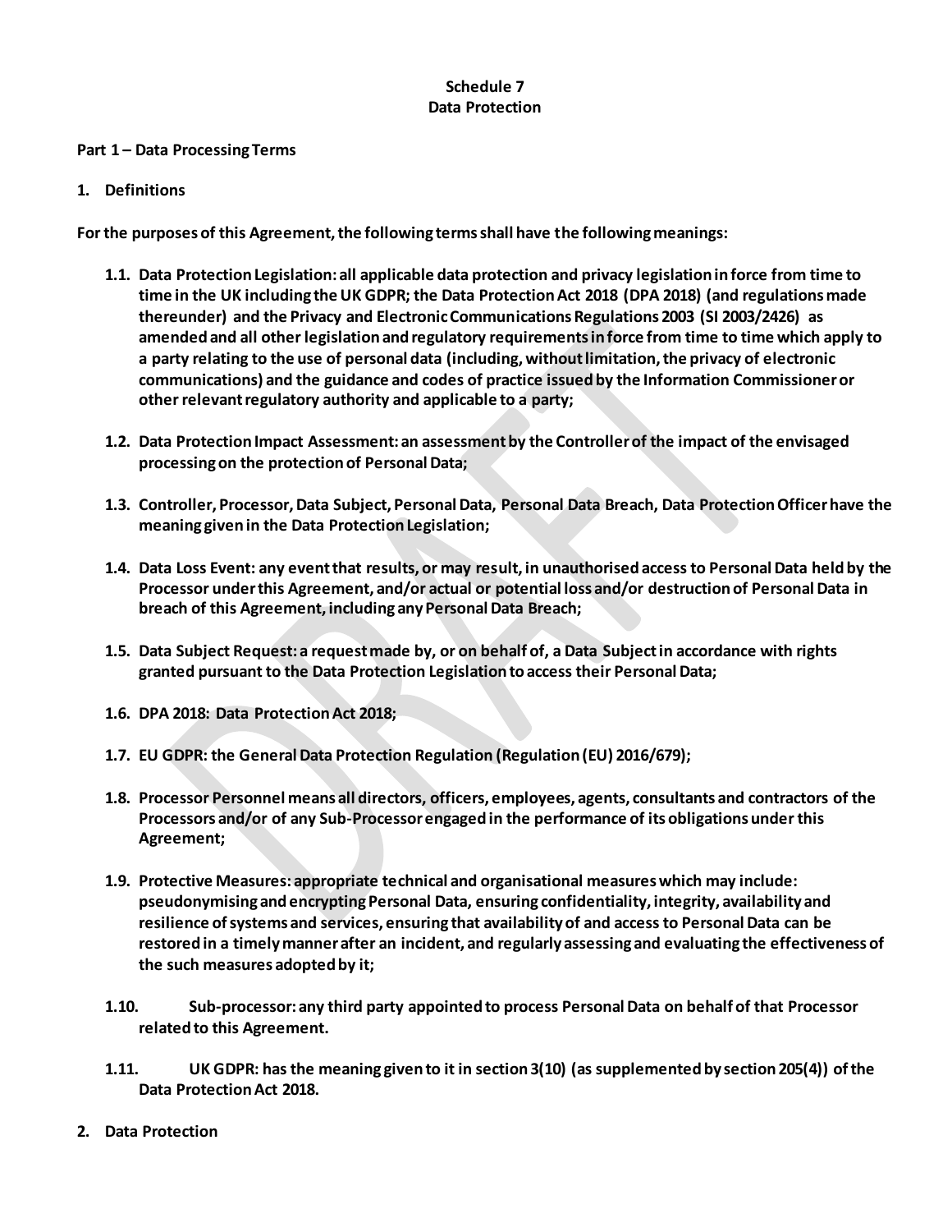**Schedule 7**
**Data Protection**

**Part 1 – Data Processing Terms**

**1. Definitions**

**For the purposes of this Agreement, the following terms shall have the following meanings:**

**1.1. Data Protection Legislation: all applicable data protection and privacy legislation in force from time to time in the UK including the UK GDPR; the Data Protection Act 2018 (DPA 2018) (and regulations made thereunder) and the Privacy and Electronic Communications Regulations 2003 (SI 2003/2426) as amended and all other legislation and regulatory requirements in force from time to time which apply to a party relating to the use of personal data (including, without limitation, the privacy of electronic communications) and the guidance and codes of practice issued by the Information Commissioner or other relevant regulatory authority and applicable to a party;**

**1.2. Data Protection Impact Assessment: an assessment by the Controller of the impact of the envisaged processing on the protection of Personal Data;**

**1.3. Controller, Processor, Data Subject, Personal Data, Personal Data Breach, Data Protection Officer have the meaning given in the Data Protection Legislation;**

**1.4. Data Loss Event: any event that results, or may result, in unauthorised access to Personal Data held by the Processor under this Agreement, and/or actual or potential loss and/or destruction of Personal Data in breach of this Agreement, including any Personal Data Breach;**

**1.5. Data Subject Request: a request made by, or on behalf of, a Data Subject in accordance with rights granted pursuant to the Data Protection Legislation to access their Personal Data;**

**1.6. DPA 2018: Data Protection Act 2018;**

**1.7. EU GDPR: the General Data Protection Regulation (Regulation (EU) 2016/679);**

**1.8. Processor Personnel means all directors, officers, employees, agents, consultants and contractors of the Processors and/or of any Sub-Processor engaged in the performance of its obligations under this Agreement;**

**1.9. Protective Measures: appropriate technical and organisational measures which may include: pseudonymising and encrypting Personal Data, ensuring confidentiality, integrity, availability and resilience of systems and services, ensuring that availability of and access to Personal Data can be restored in a timely manner after an incident, and regularly assessing and evaluating the effectiveness of the such measures adopted by it;**

**1.10. Sub-processor: any third party appointed to process Personal Data on behalf of that Processor related to this Agreement.**

**1.11. UK GDPR: has the meaning given to it in section 3(10) (as supplemented by section 205(4)) of the Data Protection Act 2018.**

**2. Data Protection**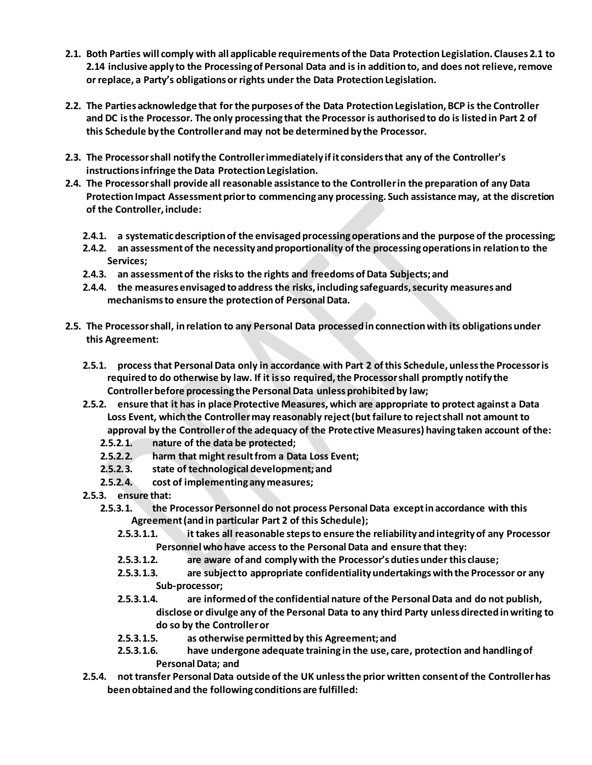**2.1. Both Parties will comply with all applicable requirements of the Data Protection Legislation. Clauses 2.1 to 2.14 inclusive apply to the Processing of Personal Data and is in addition to, and does not relieve, remove or replace, a Party's obligations or rights under the Data Protection Legislation.**

**2.2. The Parties acknowledge that for the purposes of the Data Protection Legislation, BCP is the Controller and DC is the Processor. The only processing that the Processor is authorised to do is listed in Part 2 of this Schedule by the Controller and may not be determined by the Processor.**

**2.3. The Processor shall notify the Controller immediately if it considers that any of the Controller's instructions infringe the Data Protection Legislation.**

**2.4. The Processor shall provide all reasonable assistance to the Controller in the preparation of any Data Protection Impact Assessment prior to commencing any processing. Such assistance may, at the discretion of the Controller, include:**

- **2.4.1. a systematic description of the envisaged processing operations and the purpose of the processing;**
- **2.4.2. an assessment of the necessity and proportionality of the processing operations in relation to the Services;**
- **2.4.3. an assessment of the risks to the rights and freedoms of Data Subjects; and**
- **2.4.4. the measures envisaged to address the risks, including safeguards, security measures and mechanisms to ensure the protection of Personal Data.**

**2.5. The Processor shall, in relation to any Personal Data processed in connection with its obligations under this Agreement:**

- **2.5.1. process that Personal Data only in accordance with Part 2 of this Schedule, unless the Processor is required to do otherwise by law. If it is so required, the Processor shall promptly notify the Controller before processing the Personal Data unless prohibited by law;**
- **2.5.2. ensure that it has in place Protective Measures, which are appropriate to protect against a Data Loss Event, which the Controller may reasonably reject (but failure to reject shall not amount to approval by the Controller of the adequacy of the Protective Measures) having taken account of the:**
  - **2.5.2.1. nature of the data be protected;**
  - **2.5.2.2. harm that might result from a Data Loss Event;**
  - **2.5.2.3. state of technological development; and**
  - **2.5.2.4. cost of implementing any measures;**
- **2.5.3. ensure that:**
  - **2.5.3.1. the Processor Personnel do not process Personal Data except in accordance with this Agreement (and in particular Part 2 of this Schedule);**
    - **2.5.3.1.1. it takes all reasonable steps to ensure the reliability and integrity of any Processor Personnel who have access to the Personal Data and ensure that they:**
    - **2.5.3.1.2. are aware of and comply with the Processor's duties under this clause;**
    - **2.5.3.1.3. are subject to appropriate confidentiality undertakings with the Processor or any Sub-processor;**
    - **2.5.3.1.4. are informed of the confidential nature of the Personal Data and do not publish, disclose or divulge any of the Personal Data to any third Party unless directed in writing to do so by the Controller or**
    - **2.5.3.1.5. as otherwise permitted by this Agreement; and**
    - **2.5.3.1.6. have undergone adequate training in the use, care, protection and handling of Personal Data; and**
- **2.5.4. not transfer Personal Data outside of the UK unless the prior written consent of the Controller has been obtained and the following conditions are fulfilled:**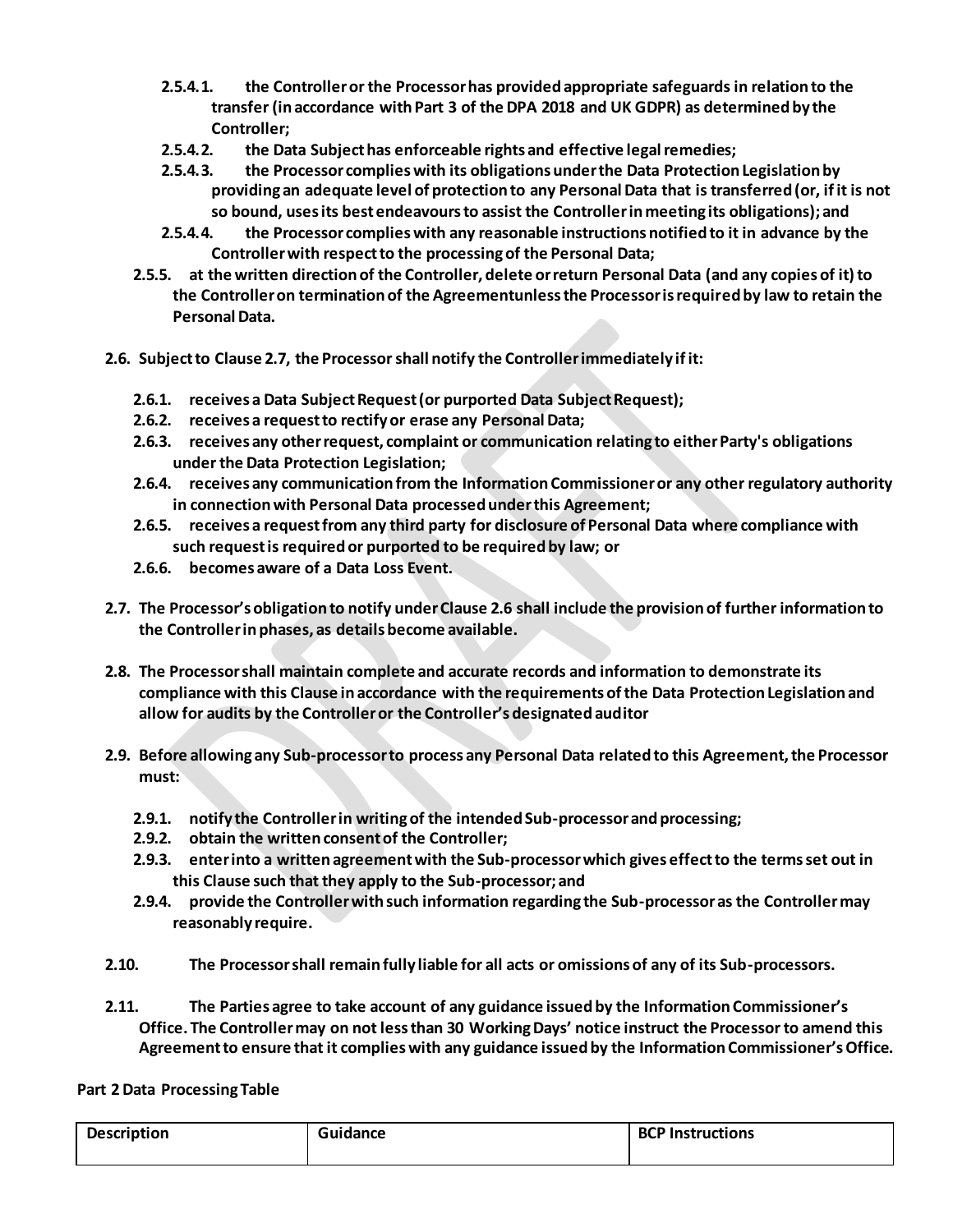2.5.4.1. the Controller or the Processor has provided appropriate safeguards in relation to the transfer (in accordance with Part 3 of the DPA 2018 and UK GDPR) as determined by the Controller;

2.5.4.2. the Data Subject has enforceable rights and effective legal remedies;

2.5.4.3. the Processor complies with its obligations under the Data Protection Legislation by providing an adequate level of protection to any Personal Data that is transferred (or, if it is not so bound, uses its best endeavours to assist the Controller in meeting its obligations); and

2.5.4.4. the Processor complies with any reasonable instructions notified to it in advance by the Controller with respect to the processing of the Personal Data;

2.5.5. at the written direction of the Controller, delete or return Personal Data (and any copies of it) to the Controller on termination of the Agreementunless the Processor is required by law to retain the Personal Data.

2.6. Subject to Clause 2.7, the Processor shall notify the Controller immediately if it:

2.6.1. receives a Data Subject Request (or purported Data Subject Request);

2.6.2. receives a request to rectify or erase any Personal Data;

2.6.3. receives any other request, complaint or communication relating to either Party's obligations under the Data Protection Legislation;

2.6.4. receives any communication from the Information Commissioner or any other regulatory authority in connection with Personal Data processed under this Agreement;

2.6.5. receives a request from any third party for disclosure of Personal Data where compliance with such request is required or purported to be required by law; or

2.6.6. becomes aware of a Data Loss Event.

2.7. The Processor's obligation to notify under Clause 2.6 shall include the provision of further information to the Controller in phases, as details become available.

2.8. The Processor shall maintain complete and accurate records and information to demonstrate its compliance with this Clause in accordance with the requirements of the Data Protection Legislation and allow for audits by the Controller or the Controller's designated auditor

2.9. Before allowing any Sub-processor to process any Personal Data related to this Agreement, the Processor must:

2.9.1. notify the Controller in writing of the intended Sub-processor and processing;

2.9.2. obtain the written consent of the Controller;

2.9.3. enter into a written agreement with the Sub-processor which gives effect to the terms set out in this Clause such that they apply to the Sub-processor; and

2.9.4. provide the Controller with such information regarding the Sub-processor as the Controller may reasonably require.

2.10. The Processor shall remain fully liable for all acts or omissions of any of its Sub-processors.

2.11. The Parties agree to take account of any guidance issued by the Information Commissioner's Office. The Controller may on not less than 30 Working Days' notice instruct the Processor to amend this Agreement to ensure that it complies with any guidance issued by the Information Commissioner's Office.

## Part 2 Data Processing Table

| Description | Guidance | BCP Instructions |
|---|---|---|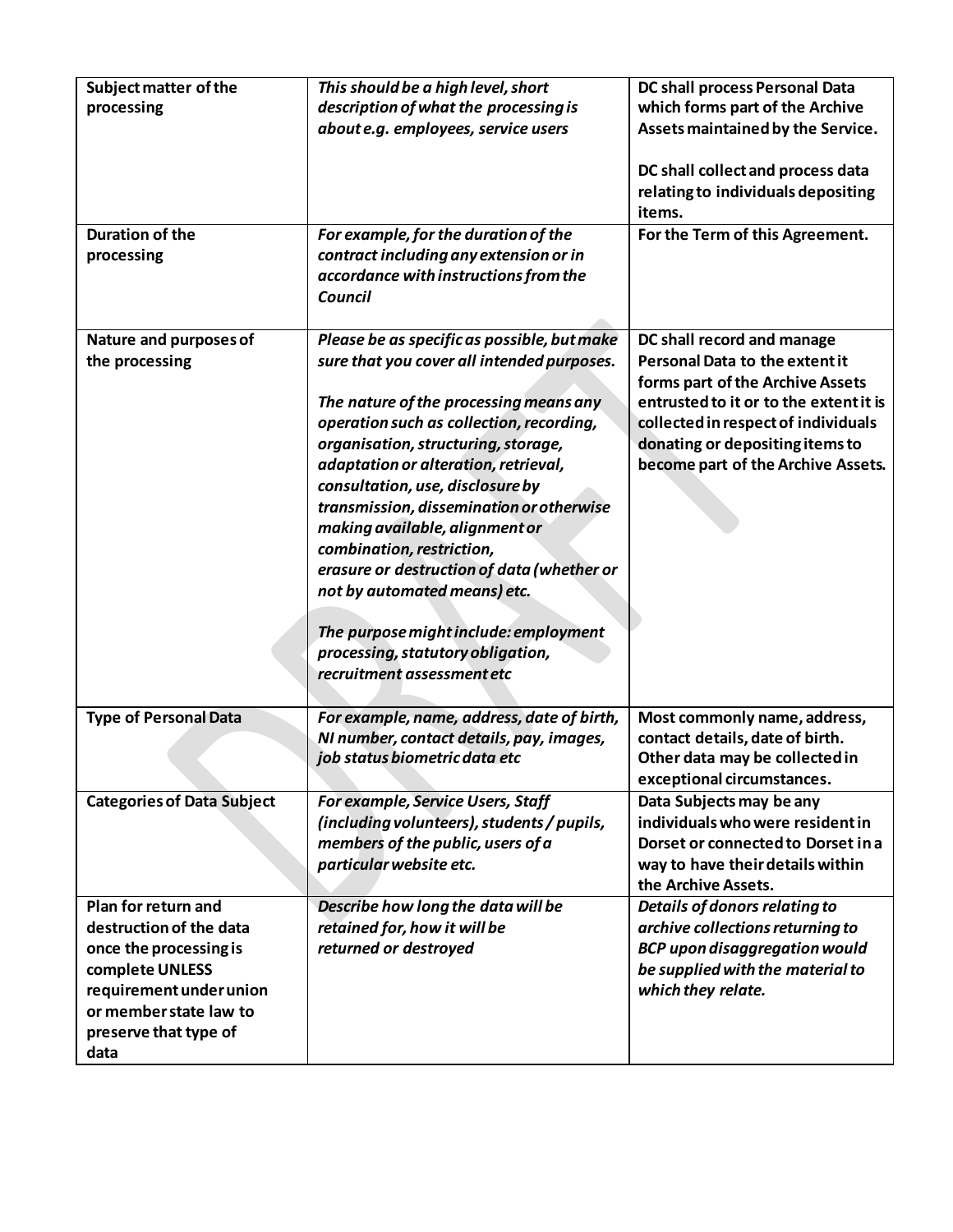| | | |
|---|---|---|
| **Subject matter of the processing** | ***This should be a high level, short description of what the processing is about e.g. employees, service users*** | **DC shall process Personal Data which forms part of the Archive Assets maintained by the Service.**<br><br>**DC shall collect and process data relating to individuals depositing items.** |
| **Duration of the processing** | ***For example, for the duration of the contract including any extension or in accordance with instructions from the Council*** | **For the Term of this Agreement.** |
| **Nature and purposes of the processing** | ***Please be as specific as possible, but make sure that you cover all intended purposes.***<br><br>***The nature of the processing means any operation such as collection, recording, organisation, structuring, storage, adaptation or alteration, retrieval, consultation, use, disclosure by transmission, dissemination or otherwise making available, alignment or combination, restriction, erasure or destruction of data (whether or not by automated means) etc.***<br><br>***The purpose might include: employment processing, statutory obligation, recruitment assessment etc*** | **DC shall record and manage Personal Data to the extent it forms part of the Archive Assets entrusted to it or to the extent it is collected in respect of individuals donating or depositing items to become part of the Archive Assets.** |
| **Type of Personal Data** | ***For example, name, address, date of birth, NI number, contact details, pay, images, job status biometric data etc*** | **Most commonly name, address, contact details, date of birth. Other data may be collected in exceptional circumstances.** |
| **Categories of Data Subject** | ***For example, Service Users, Staff (including volunteers), students / pupils, members of the public, users of a particular website etc.*** | **Data Subjects may be any individuals who were resident in Dorset or connected to Dorset in a way to have their details within the Archive Assets.** |
| **Plan for return and destruction of the data once the processing is complete UNLESS requirement under union or member state law to preserve that type of data** | ***Describe how long the data will be retained for, how it will be returned or destroyed*** | ***Details of donors relating to archive collections returning to BCP upon disaggregation would be supplied with the material to which they relate.*** |